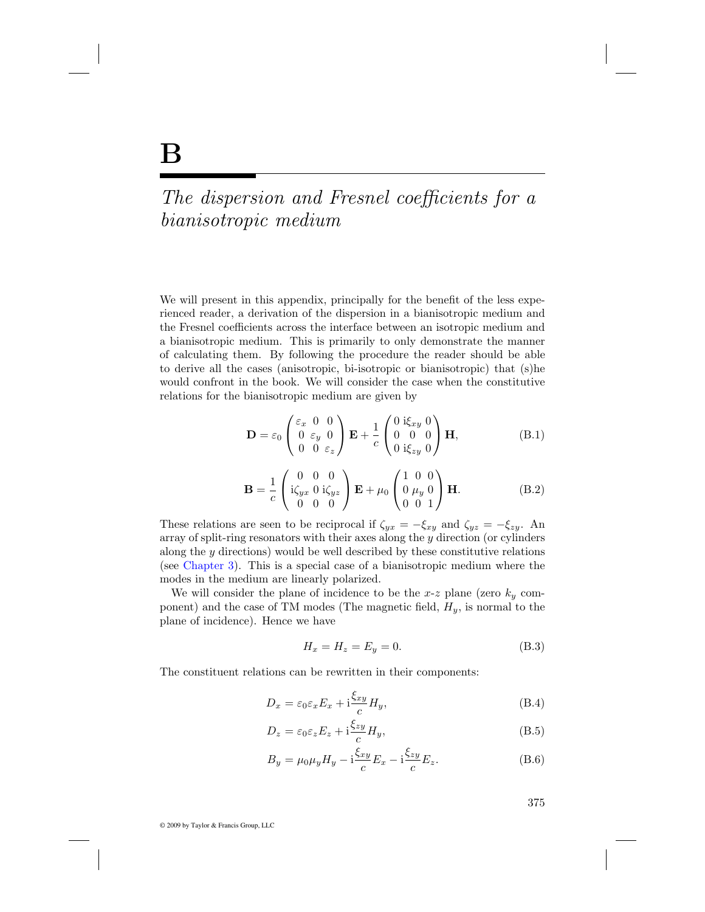# B

## *The dispersion and Fresnel coefficients for a bianisotropic medium*

We will present in this appendix, principally for the benefit of the less experienced reader, a derivation of the dispersion in a bianisotropic medium and the Fresnel coefficients across the interface between an isotropic medium and a bianisotropic medium. This is primarily to only demonstrate the manner of calculating them. By following the procedure the reader should be able to derive all the cases (anisotropic, bi-isotropic or bianisotropic) that (s)he would confront in the book. We will consider the case when the constitutive relations for the bianisotropic medium are given by

$$\mathbf{D} = \varepsilon_0 \begin{pmatrix} \varepsilon_x & 0 & 0 \\ 0 & \varepsilon_y & 0 \\ 0 & 0 & \varepsilon_z \end{pmatrix} \mathbf{E} + \frac{1}{c} \begin{pmatrix} 0 & \mathrm{i}\xi_{xy} & 0 \\ 0 & 0 & 0 \\ 0 & \mathrm{i}\xi_{zy} & 0 \end{pmatrix} \mathbf{H}, \tag{B.1}$$

$$\mathbf{B} = \frac{1}{c} \begin{pmatrix} 0 & 0 & 0 \\ \mathrm{i}\zeta_{yx} & 0 & \mathrm{i}\zeta_{yz} \\ 0 & 0 & 0 \end{pmatrix} \mathbf{E} + \mu_0 \begin{pmatrix} 1 & 0 & 0 \\ 0 & \mu_y & 0 \\ 0 & 0 & 1 \end{pmatrix} \mathbf{H}. \tag{B.2}$$

These relations are seen to be reciprocal if $\zeta_{yx} = -\xi_{xy}$ and $\zeta_{yz} = -\xi_{zy}$. An array of split-ring resonators with their axes along the $y$ direction (or cylinders along the $y$ directions) would be well described by these constitutive relations (see Chapter 3). This is a special case of a bianisotropic medium where the modes in the medium are linearly polarized.

We will consider the plane of incidence to be the $x$-$z$ plane (zero $k_y$ component) and the case of TM modes (The magnetic field, $H_y$, is normal to the plane of incidence). Hence we have

$$H_x = H_z = E_y = 0. \tag{B.3}$$

The constituent relations can be rewritten in their components:

$$D_x = \varepsilon_0 \varepsilon_x E_x + \mathrm{i}\frac{\xi_{xy}}{c} H_y, \tag{B.4}$$

$$D_z = \varepsilon_0 \varepsilon_z E_z + \mathrm{i}\frac{\xi_{zy}}{c} H_y, \tag{B.5}$$

$$B_y = \mu_0 \mu_y H_y - \mathrm{i}\frac{\xi_{xy}}{c} E_x - \mathrm{i}\frac{\xi_{zy}}{c} E_z. \tag{B.6}$$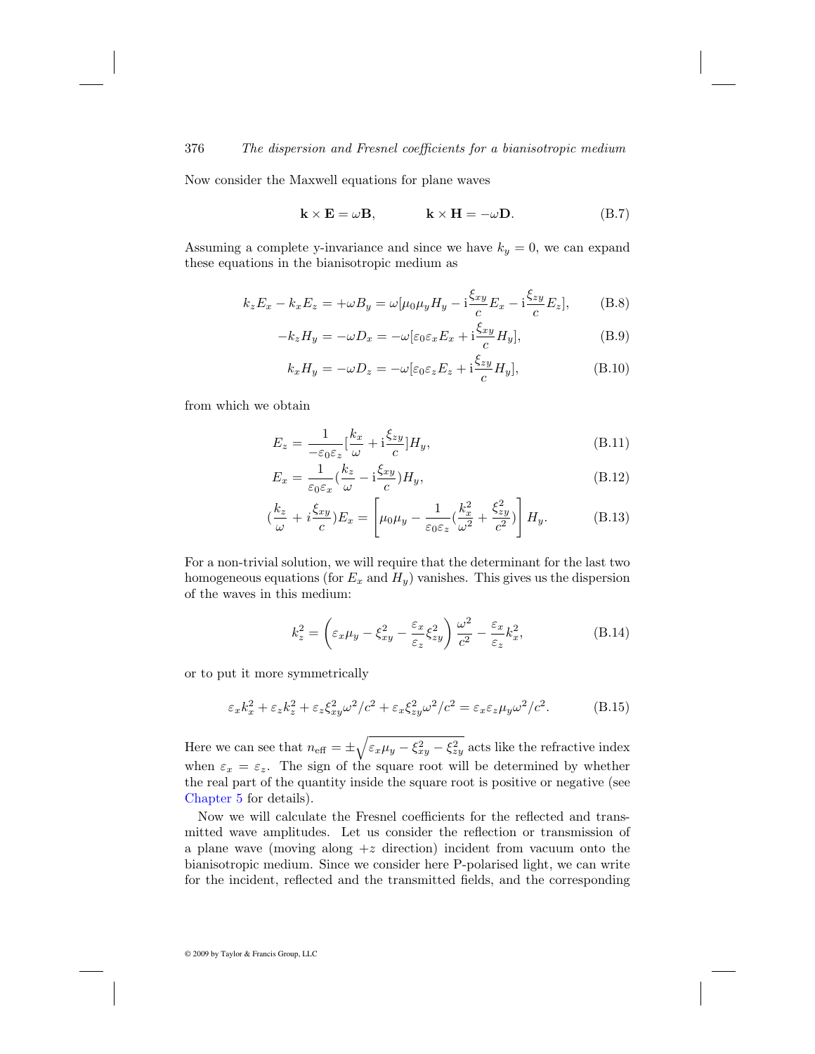Now consider the Maxwell equations for plane waves

$$\mathbf{k} \times \mathbf{E} = \omega \mathbf{B}, \qquad \mathbf{k} \times \mathbf{H} = -\omega \mathbf{D}. \tag{B.7}$$

Assuming a complete y-invariance and since we have $k_y = 0$, we can expand these equations in the bianisotropic medium as

$$k_z E_x - k_x E_z = +\omega B_y = \omega[\mu_0 \mu_y H_y - \mathrm{i}\frac{\xi_{xy}}{c} E_x - \mathrm{i}\frac{\xi_{zy}}{c} E_z], \tag{B.8}$$

$$-k_z H_y = -\omega D_x = -\omega[\varepsilon_0 \varepsilon_x E_x + \mathrm{i}\frac{\xi_{xy}}{c} H_y], \tag{B.9}$$

$$k_x H_y = -\omega D_z = -\omega[\varepsilon_0 \varepsilon_z E_z + \mathrm{i}\frac{\xi_{zy}}{c} H_y], \tag{B.10}$$

from which we obtain

$$E_z = \frac{1}{-\varepsilon_0 \varepsilon_z}[\frac{k_x}{\omega} + \mathrm{i}\frac{\xi_{zy}}{c}] H_y, \tag{B.11}$$

$$E_x = \frac{1}{\varepsilon_0 \varepsilon_x}(\frac{k_z}{\omega} - \mathrm{i}\frac{\xi_{xy}}{c}) H_y, \tag{B.12}$$

$$(\frac{k_z}{\omega} + i\frac{\xi_{xy}}{c}) E_x = \left[\mu_0 \mu_y - \frac{1}{\varepsilon_0 \varepsilon_z}(\frac{k_x^2}{\omega^2} + \frac{\xi_{zy}^2}{c^2})\right] H_y. \tag{B.13}$$

For a non-trivial solution, we will require that the determinant for the last two homogeneous equations (for $E_x$ and $H_y$) vanishes. This gives us the dispersion of the waves in this medium:

$$k_z^2 = \left(\varepsilon_x \mu_y - \xi_{xy}^2 - \frac{\varepsilon_x}{\varepsilon_z}\xi_{zy}^2\right)\frac{\omega^2}{c^2} - \frac{\varepsilon_x}{\varepsilon_z} k_x^2, \tag{B.14}$$

or to put it more symmetrically

$$\varepsilon_x k_x^2 + \varepsilon_z k_z^2 + \varepsilon_z \xi_{xy}^2 \omega^2/c^2 + \varepsilon_x \xi_{zy}^2 \omega^2/c^2 = \varepsilon_x \varepsilon_z \mu_y \omega^2/c^2. \tag{B.15}$$

Here we can see that $n_{\text{eff}} = \pm\sqrt{\varepsilon_x \mu_y - \xi_{xy}^2 - \xi_{zy}^2}$ acts like the refractive index when $\varepsilon_x = \varepsilon_z$. The sign of the square root will be determined by whether the real part of the quantity inside the square root is positive or negative (see Chapter 5 for details).

Now we will calculate the Fresnel coefficients for the reflected and transmitted wave amplitudes. Let us consider the reflection or transmission of a plane wave (moving along $+z$ direction) incident from vacuum onto the bianisotropic medium. Since we consider here P-polarised light, we can write for the incident, reflected and the transmitted fields, and the corresponding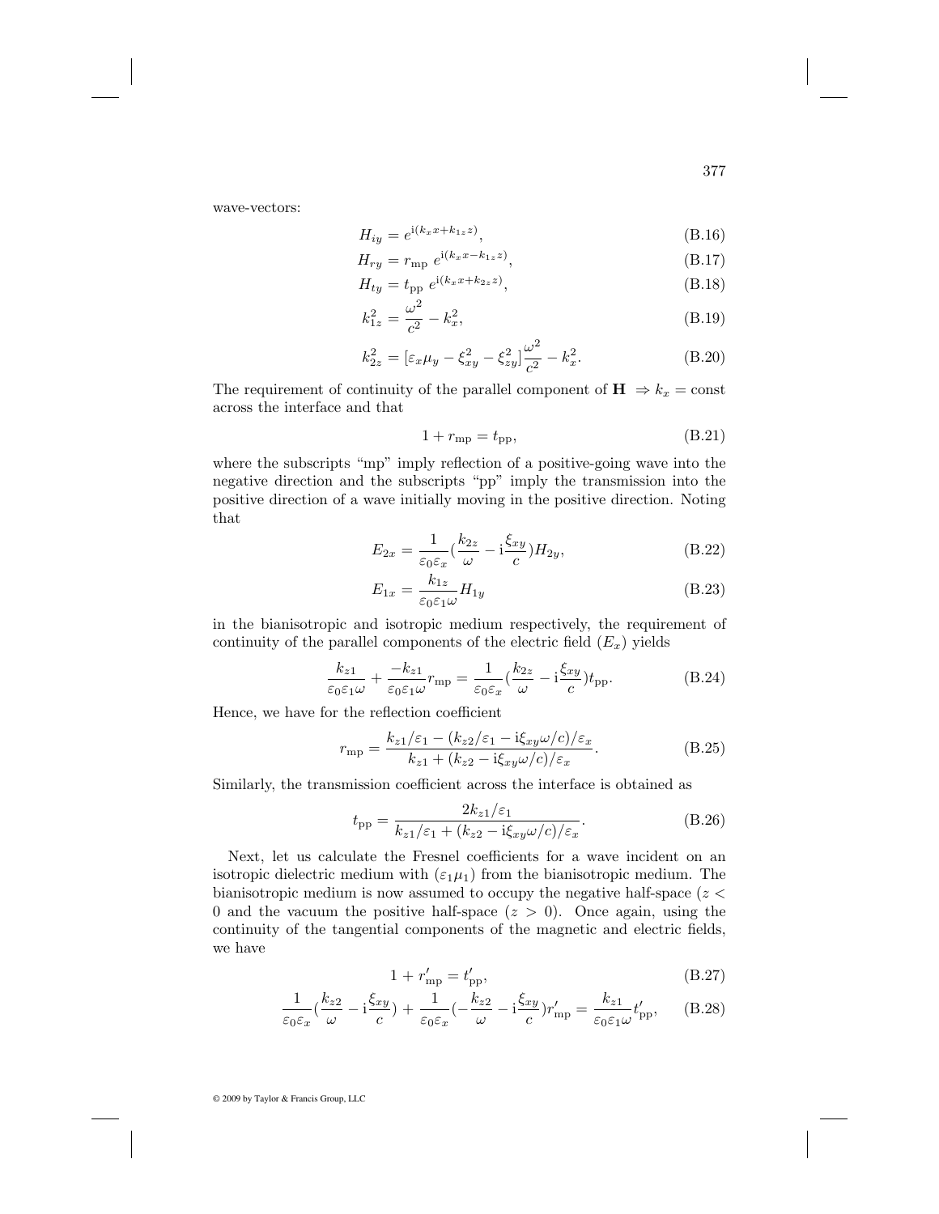wave-vectors:

$$H_{iy} = e^{\mathrm{i}(k_x x + k_{1z} z)}, \tag{B.16}$$

$$H_{ry} = r_{\mathrm{mp}}\ e^{\mathrm{i}(k_x x - k_{1z} z)}, \tag{B.17}$$

$$H_{ty} = t_{\mathrm{pp}}\ e^{\mathrm{i}(k_x x + k_{2z} z)}, \tag{B.18}$$

$$k_{1z}^2 = \frac{\omega^2}{c^2} - k_x^2, \tag{B.19}$$

$$k_{2z}^2 = [\varepsilon_x \mu_y - \xi_{xy}^2 - \xi_{zy}^2]\frac{\omega^2}{c^2} - k_x^2. \tag{B.20}$$

The requirement of continuity of the parallel component of $\mathbf{H} \ \Rightarrow k_x = \text{const}$ across the interface and that

$$1 + r_{\mathrm{mp}} = t_{\mathrm{pp}}, \tag{B.21}$$

where the subscripts "mp" imply reflection of a positive-going wave into the negative direction and the subscripts "pp" imply the transmission into the positive direction of a wave initially moving in the positive direction. Noting that

$$E_{2x} = \frac{1}{\varepsilon_0 \varepsilon_x}(\frac{k_{2z}}{\omega} - \mathrm{i}\frac{\xi_{xy}}{c})H_{2y}, \tag{B.22}$$

$$E_{1x} = \frac{k_{1z}}{\varepsilon_0 \varepsilon_1 \omega} H_{1y} \tag{B.23}$$

in the bianisotropic and isotropic medium respectively, the requirement of continuity of the parallel components of the electric field ($E_x$) yields

$$\frac{k_{z1}}{\varepsilon_0 \varepsilon_1 \omega} + \frac{-k_{z1}}{\varepsilon_0 \varepsilon_1 \omega} r_{\mathrm{mp}} = \frac{1}{\varepsilon_0 \varepsilon_x}(\frac{k_{2z}}{\omega} - \mathrm{i}\frac{\xi_{xy}}{c})t_{\mathrm{pp}}. \tag{B.24}$$

Hence, we have for the reflection coefficient

$$r_{\mathrm{mp}} = \frac{k_{z1}/\varepsilon_1 - (k_{z2}/\varepsilon_1 - \mathrm{i}\xi_{xy}\omega/c)/\varepsilon_x}{k_{z1} + (k_{z2} - \mathrm{i}\xi_{xy}\omega/c)/\varepsilon_x}. \tag{B.25}$$

Similarly, the transmission coefficient across the interface is obtained as

$$t_{\mathrm{pp}} = \frac{2k_{z1}/\varepsilon_1}{k_{z1}/\varepsilon_1 + (k_{z2} - \mathrm{i}\xi_{xy}\omega/c)/\varepsilon_x}. \tag{B.26}$$

Next, let us calculate the Fresnel coefficients for a wave incident on an isotropic dielectric medium with ($\varepsilon_1 \mu_1$) from the bianisotropic medium. The bianisotropic medium is now assumed to occupy the negative half-space ($z < 0$ and the vacuum the positive half-space ($z > 0$). Once again, using the continuity of the tangential components of the magnetic and electric fields, we have

$$1 + r'_{\mathrm{mp}} = t'_{\mathrm{pp}}, \tag{B.27}$$

$$\frac{1}{\varepsilon_0 \varepsilon_x}(\frac{k_{z2}}{\omega} - \mathrm{i}\frac{\xi_{xy}}{c}) + \frac{1}{\varepsilon_0 \varepsilon_x}(-\frac{k_{z2}}{\omega} - \mathrm{i}\frac{\xi_{xy}}{c})r'_{\mathrm{mp}} = \frac{k_{z1}}{\varepsilon_0 \varepsilon_1 \omega}t'_{\mathrm{pp}}, \tag{B.28}$$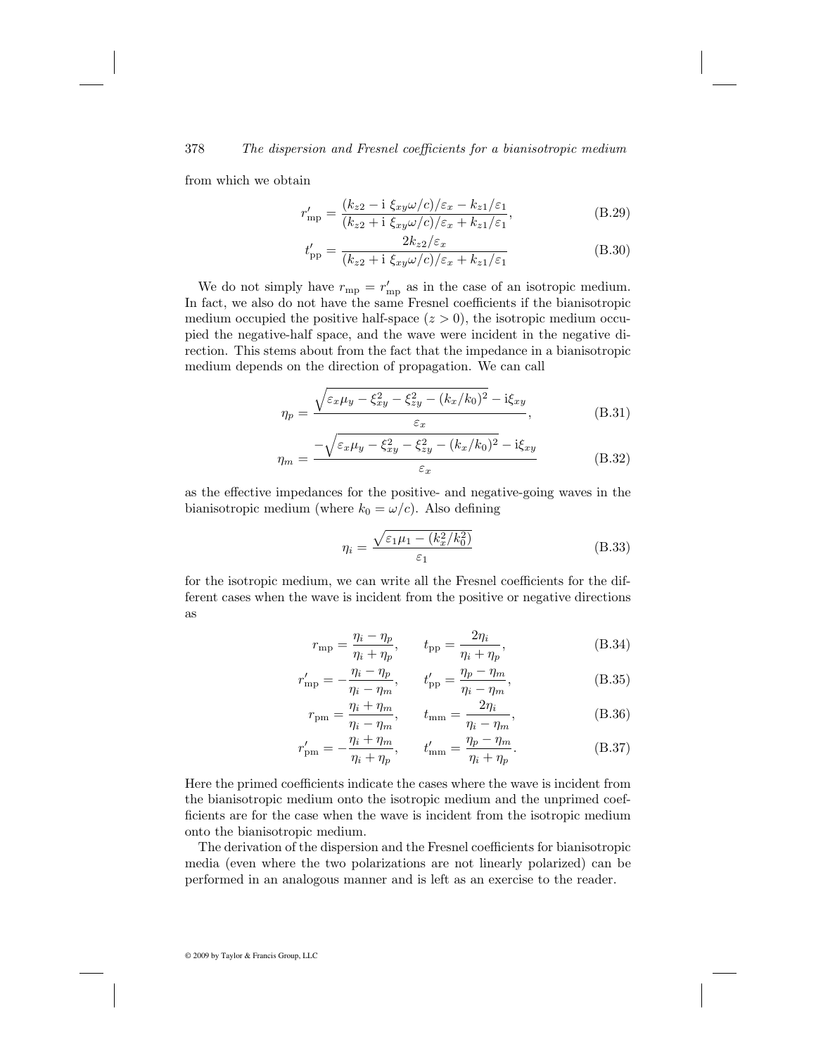from which we obtain

$$r'_{\rm mp} = \frac{(k_{z2} - {\rm i}\ \xi_{xy}\omega/c)/\varepsilon_x - k_{z1}/\varepsilon_1}{(k_{z2} + {\rm i}\ \xi_{xy}\omega/c)/\varepsilon_x + k_{z1}/\varepsilon_1}, \tag{B.29}$$

$$t'_{\rm pp} = \frac{2k_{z2}/\varepsilon_x}{(k_{z2} + {\rm i}\ \xi_{xy}\omega/c)/\varepsilon_x + k_{z1}/\varepsilon_1} \tag{B.30}$$

We do not simply have $r_{\rm mp} = r'_{\rm mp}$ as in the case of an isotropic medium. In fact, we also do not have the same Fresnel coefficients if the bianisotropic medium occupied the positive half-space ($z > 0$), the isotropic medium occupied the negative-half space, and the wave were incident in the negative direction. This stems about from the fact that the impedance in a bianisotropic medium depends on the direction of propagation. We can call

$$\eta_p = \frac{\sqrt{\varepsilon_x \mu_y - \xi_{xy}^2 - \xi_{zy}^2 - (k_x/k_0)^2} - {\rm i}\xi_{xy}}{\varepsilon_x}, \tag{B.31}$$

$$\eta_m = \frac{-\sqrt{\varepsilon_x \mu_y - \xi_{xy}^2 - \xi_{zy}^2 - (k_x/k_0)^2} - {\rm i}\xi_{xy}}{\varepsilon_x} \tag{B.32}$$

as the effective impedances for the positive- and negative-going waves in the bianisotropic medium (where $k_0 = \omega/c$). Also defining

$$\eta_i = \frac{\sqrt{\varepsilon_1 \mu_1 - (k_x^2/k_0^2)}}{\varepsilon_1} \tag{B.33}$$

for the isotropic medium, we can write all the Fresnel coefficients for the different cases when the wave is incident from the positive or negative directions as

$$r_{\rm mp} = \frac{\eta_i - \eta_p}{\eta_i + \eta_p}, \qquad t_{\rm pp} = \frac{2\eta_i}{\eta_i + \eta_p}, \tag{B.34}$$

$$r'_{\rm mp} = -\frac{\eta_i - \eta_p}{\eta_i - \eta_m}, \qquad t'_{\rm pp} = \frac{\eta_p - \eta_m}{\eta_i - \eta_m}, \tag{B.35}$$

$$r_{\rm pm} = \frac{\eta_i + \eta_m}{\eta_i - \eta_m}, \qquad t_{\rm mm} = \frac{2\eta_i}{\eta_i - \eta_m}, \tag{B.36}$$

$$r'_{\rm pm} = -\frac{\eta_i + \eta_m}{\eta_i + \eta_p}, \qquad t'_{\rm mm} = \frac{\eta_p - \eta_m}{\eta_i + \eta_p}. \tag{B.37}$$

Here the primed coefficients indicate the cases where the wave is incident from the bianisotropic medium onto the isotropic medium and the unprimed coefficients are for the case when the wave is incident from the isotropic medium onto the bianisotropic medium.

The derivation of the dispersion and the Fresnel coefficients for bianisotropic media (even where the two polarizations are not linearly polarized) can be performed in an analogous manner and is left as an exercise to the reader.